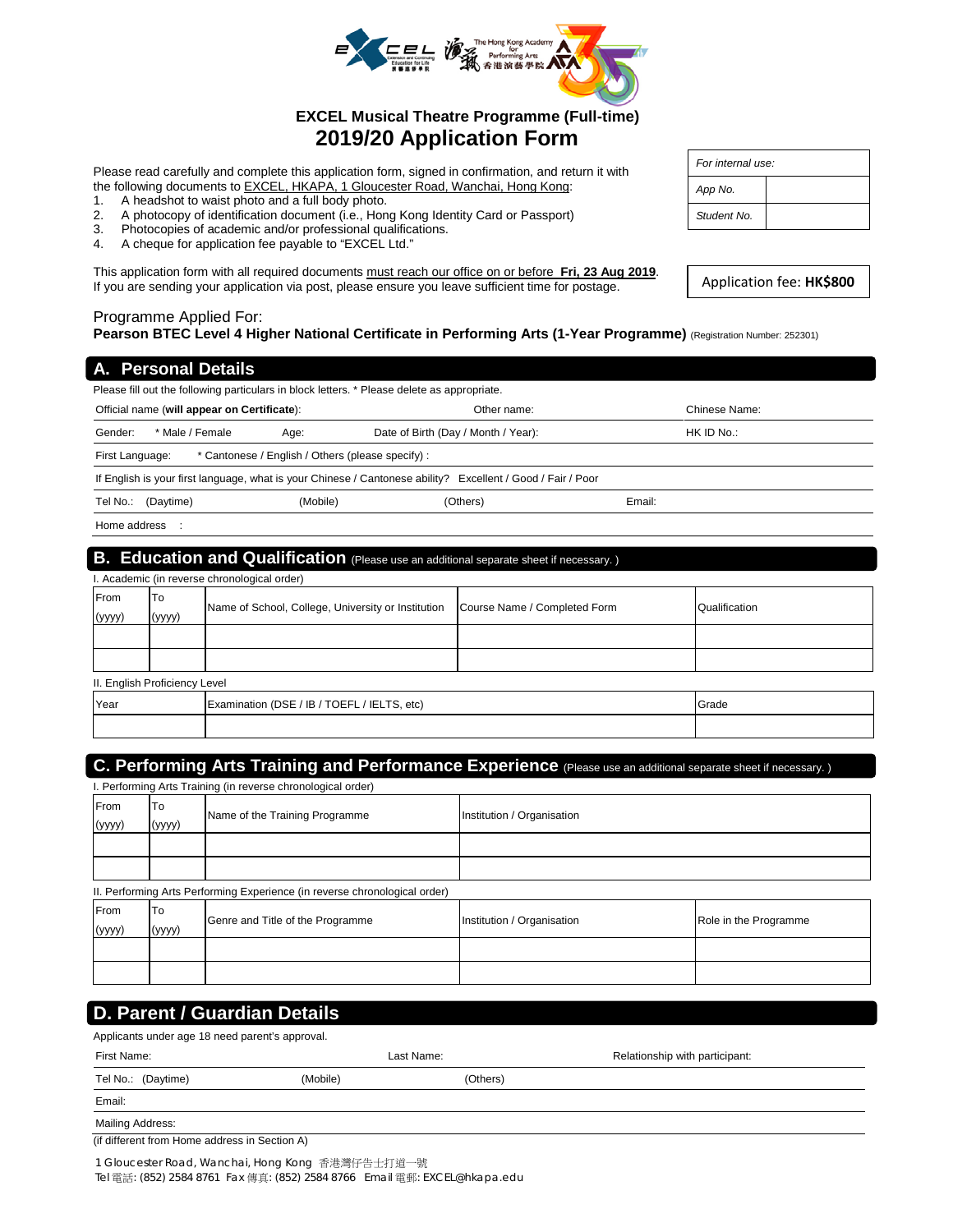# EXCEL Musical Theatre Programme (Full-time)

# 2019/20 Application Form

| For internal use: | |
|---|---|
| App No. | |
| Student No. | |

Please read carefully and complete this application form, signed in confirmation, and return it with the following documents to EXCEL, HKAPA, 1 Gloucester Road, Wanchai, Hong Kong:

1. A headshot to waist photo and a full body photo.
2. A photocopy of identification document (i.e., Hong Kong Identity Card or Passport)
3. Photocopies of academic and/or professional qualifications.
4. A cheque for application fee payable to "EXCEL Ltd."

This application form with all required documents must reach our office on or before **Fri, 23 Aug 2019**. If you are sending your application via post, please ensure you leave sufficient time for postage.

Application fee: **HK$800**

Programme Applied For:
**Pearson BTEC Level 4 Higher National Certificate in Performing Arts (1-Year Programme)** (Registration Number: 252301)

## A. Personal Details

Please fill out the following particulars in block letters. * Please delete as appropriate.

Official name (**will appear on Certificate**): Other name: Chinese Name:

Gender: * Male / Female Age: Date of Birth (Day / Month / Year): HK ID No.:

First Language: * Cantonese / English / Others (please specify) :

If English is your first language, what is your Chinese / Cantonese ability? Excellent / Good / Fair / Poor

Tel No.: (Daytime) (Mobile) (Others) Email:

Home address :

## B. Education and Qualification (Please use an additional separate sheet if necessary. )

I. Academic (in reverse chronological order)

| From (yyyy) | To (yyyy) | Name of School, College, University or Institution | Course Name / Completed Form | Qualification |
|---|---|---|---|---|
| | | | | |
| | | | | |

II. English Proficiency Level

| Year | Examination (DSE / IB / TOEFL / IELTS, etc) | Grade |
|---|---|---|
| | | |

## C. Performing Arts Training and Performance Experience (Please use an additional separate sheet if necessary. )

I. Performing Arts Training (in reverse chronological order)

| From (yyyy) | To (yyyy) | Name of the Training Programme | Institution / Organisation |
|---|---|---|---|
| | | | |
| | | | |

II. Performing Arts Performing Experience (in reverse chronological order)

| From (yyyy) | To (yyyy) | Genre and Title of the Programme | Institution / Organisation | Role in the Programme |
|---|---|---|---|---|
| | | | | |
| | | | | |

## D. Parent / Guardian Details

Applicants under age 18 need parent's approval.

First Name: Last Name: Relationship with participant:

Tel No.: (Daytime) (Mobile) (Others)

Email:

Mailing Address:
(if different from Home address in Section A)

1 Gloucester Road, Wanchai, Hong Kong 香港灣仔告士打道一號
Tel 電話: (852) 2584 8761 Fax 傳真: (852) 2584 8766 Email 電郵: EXCEL@hkapa.edu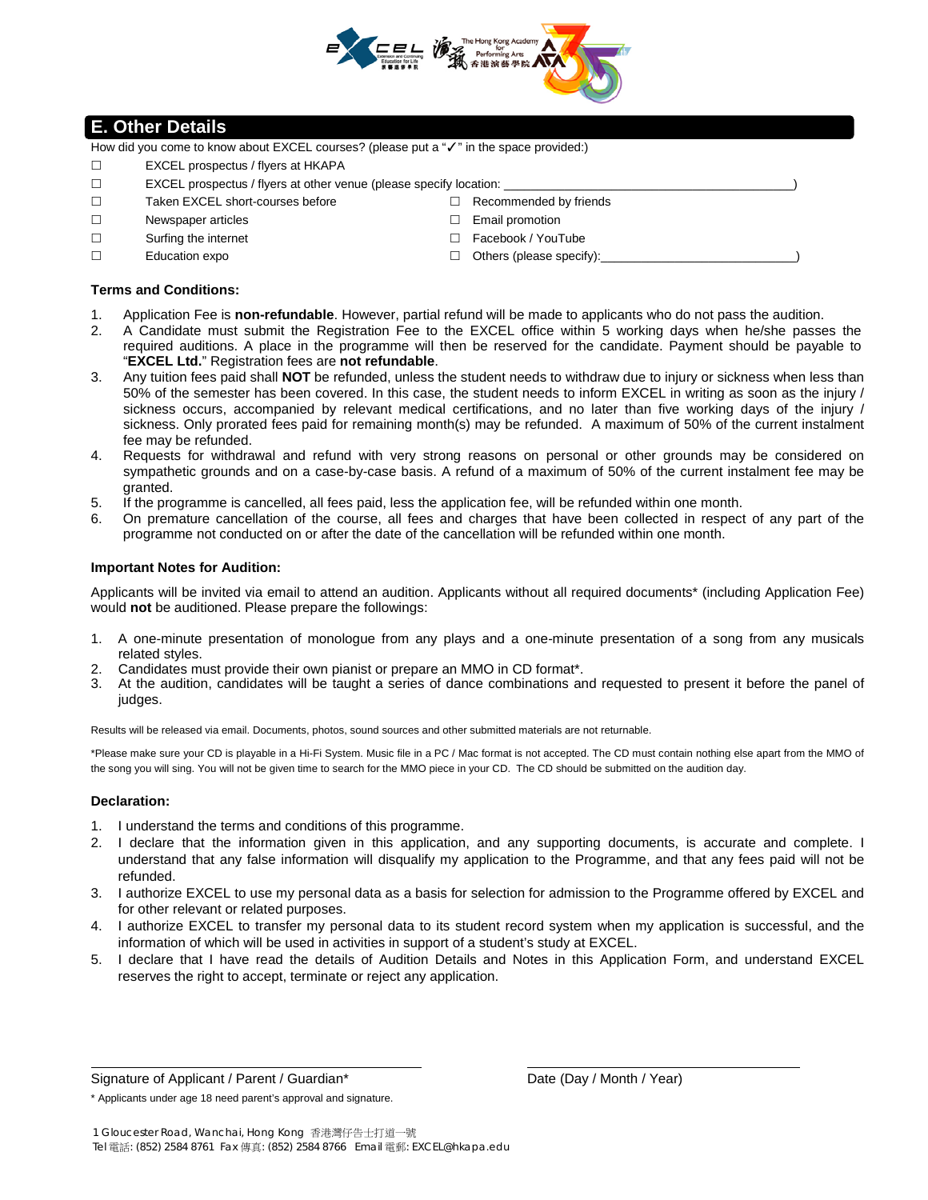## E. Other Details

How did you come to know about EXCEL courses? (please put a "✓" in the space provided:)

- ☐ EXCEL prospectus / flyers at HKAPA
- ☐ EXCEL prospectus / flyers at other venue (please specify location: ______________________________)
- ☐ Taken EXCEL short-courses before
- ☐ Recommended by friends
- ☐ Newspaper articles
- ☐ Email promotion
- ☐ Surfing the internet
- ☐ Facebook / YouTube
- ☐ Education expo
- ☐ Others (please specify):______________________________)

**Terms and Conditions:**

1. Application Fee is **non-refundable**. However, partial refund will be made to applicants who do not pass the audition.
2. A Candidate must submit the Registration Fee to the EXCEL office within 5 working days when he/she passes the required auditions. A place in the programme will then be reserved for the candidate. Payment should be payable to "**EXCEL Ltd.**" Registration fees are **not refundable**.
3. Any tuition fees paid shall **NOT** be refunded, unless the student needs to withdraw due to injury or sickness when less than 50% of the semester has been covered. In this case, the student needs to inform EXCEL in writing as soon as the injury / sickness occurs, accompanied by relevant medical certifications, and no later than five working days of the injury / sickness. Only prorated fees paid for remaining month(s) may be refunded. A maximum of 50% of the current instalment fee may be refunded.
4. Requests for withdrawal and refund with very strong reasons on personal or other grounds may be considered on sympathetic grounds and on a case-by-case basis. A refund of a maximum of 50% of the current instalment fee may be granted.
5. If the programme is cancelled, all fees paid, less the application fee, will be refunded within one month.
6. On premature cancellation of the course, all fees and charges that have been collected in respect of any part of the programme not conducted on or after the date of the cancellation will be refunded within one month.

**Important Notes for Audition:**

Applicants will be invited via email to attend an audition. Applicants without all required documents* (including Application Fee) would **not** be auditioned. Please prepare the followings:

1. A one-minute presentation of monologue from any plays and a one-minute presentation of a song from any musicals related styles.
2. Candidates must provide their own pianist or prepare an MMO in CD format*.
3. At the audition, candidates will be taught a series of dance combinations and requested to present it before the panel of judges.

Results will be released via email. Documents, photos, sound sources and other submitted materials are not returnable.

*Please make sure your CD is playable in a Hi-Fi System. Music file in a PC / Mac format is not accepted. The CD must contain nothing else apart from the MMO of the song you will sing. You will not be given time to search for the MMO piece in your CD. The CD should be submitted on the audition day.

**Declaration:**

1. I understand the terms and conditions of this programme.
2. I declare that the information given in this application, and any supporting documents, is accurate and complete. I understand that any false information will disqualify my application to the Programme, and that any fees paid will not be refunded.
3. I authorize EXCEL to use my personal data as a basis for selection for admission to the Programme offered by EXCEL and for other relevant or related purposes.
4. I authorize EXCEL to transfer my personal data to its student record system when my application is successful, and the information of which will be used in activities in support of a student's study at EXCEL.
5. I declare that I have read the details of Audition Details and Notes in this Application Form, and understand EXCEL reserves the right to accept, terminate or reject any application.

______________________________  
Signature of Applicant / Parent / Guardian*

______________________________  
Date (Day / Month / Year)

\* Applicants under age 18 need parent's approval and signature.

1 Gloucester Road, Wanchai, Hong Kong 香港灣仔告士打道一號  
Tel 電話: (852) 2584 8761 Fax 傳真: (852) 2584 8766 Email 電郵: EXCEL@hkapa.edu